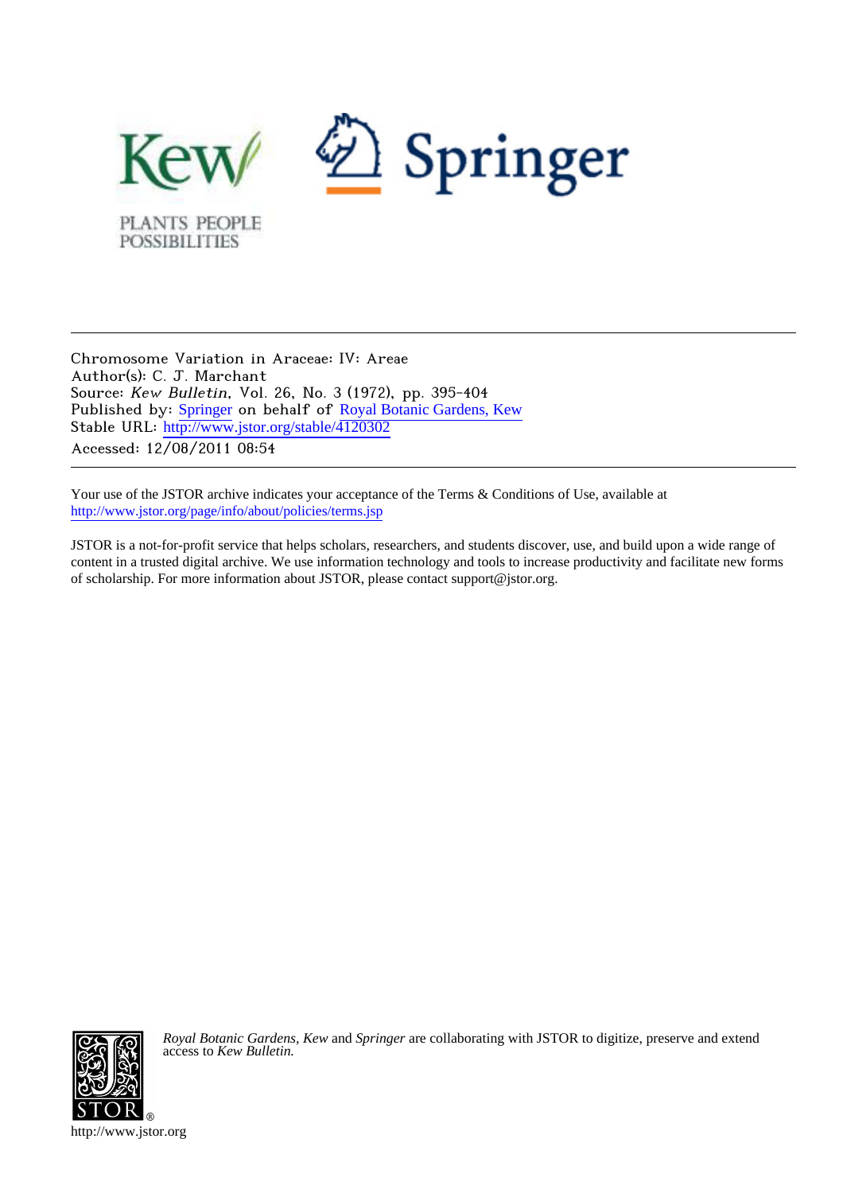Chromosome Variation in Araceae: IV: Areae
Author(s): C. J. Marchant
Source: *Kew Bulletin*, Vol. 26, No. 3 (1972), pp. 395-404
Published by: Springer on behalf of Royal Botanic Gardens, Kew
Stable URL: http://www.jstor.org/stable/4120302
Accessed: 12/08/2011 08:54

Your use of the JSTOR archive indicates your acceptance of the Terms & Conditions of Use, available at
http://www.jstor.org/page/info/about/policies/terms.jsp

JSTOR is a not-for-profit service that helps scholars, researchers, and students discover, use, and build upon a wide range of content in a trusted digital archive. We use information technology and tools to increase productivity and facilitate new forms of scholarship. For more information about JSTOR, please contact support@jstor.org.

*Royal Botanic Gardens, Kew* and *Springer* are collaborating with JSTOR to digitize, preserve and extend access to *Kew Bulletin.*

http://www.jstor.org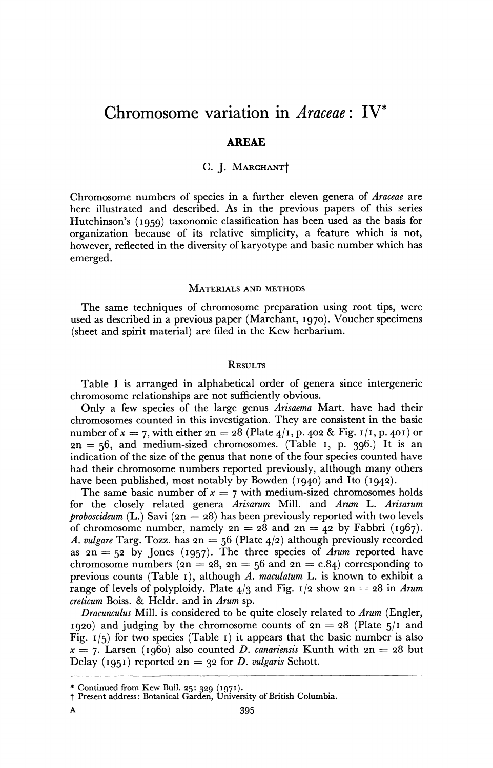# Chromosome variation in *Araceae*: IV*

## AREAE

C. J. MARCHANT†

Chromosome numbers of species in a further eleven genera of *Araceae* are here illustrated and described. As in the previous papers of this series Hutchinson's (1959) taxonomic classification has been used as the basis for organization because of its relative simplicity, a feature which is not, however, reflected in the diversity of karyotype and basic number which has emerged.

### MATERIALS AND METHODS

The same techniques of chromosome preparation using root tips, were used as described in a previous paper (Marchant, 1970). Voucher specimens (sheet and spirit material) are filed in the Kew herbarium.

### RESULTS

Table I is arranged in alphabetical order of genera since intergeneric chromosome relationships are not sufficiently obvious.

Only a few species of the large genus *Arisaema* Mart. have had their chromosomes counted in this investigation. They are consistent in the basic number of $x = 7$, with either $2n = 28$ (Plate 4/1, p. 402 & Fig. 1/1, p. 401) or $2n = 56$, and medium-sized chromosomes. (Table 1, p. 396.) It is an indication of the size of the genus that none of the four species counted have had their chromosome numbers reported previously, although many others have been published, most notably by Bowden (1940) and Ito (1942).

The same basic number of $x = 7$ with medium-sized chromosomes holds for the closely related genera *Arisarum* Mill. and *Arum* L. *Arisarum proboscideum* (L.) Savi ($2n = 28$) has been previously reported with two levels of chromosome number, namely $2n = 28$ and $2n = 42$ by Fabbri (1967). *A. vulgare* Targ. Tozz. has $2n = 56$ (Plate 4/2) although previously recorded as $2n = 52$ by Jones (1957). The three species of *Arum* reported have chromosome numbers ($2n = 28$, $2n = 56$ and $2n =$ c.84) corresponding to previous counts (Table 1), although *A. maculatum* L. is known to exhibit a range of levels of polyploidy. Plate 4/3 and Fig. 1/2 show $2n = 28$ in *Arum creticum* Boiss. & Heldr. and in *Arum* sp.

*Dracunculus* Mill. is considered to be quite closely related to *Arum* (Engler, 1920) and judging by the chromosome counts of $2n = 28$ (Plate 5/1 and Fig. 1/5) for two species (Table 1) it appears that the basic number is also $x = 7$. Larsen (1960) also counted *D. canariensis* Kunth with $2n = 28$ but Delay (1951) reported $2n = 32$ for *D. vulgaris* Schott.

---

\* Continued from Kew Bull. 25: 329 (1971).

† Present address: Botanical Garden, University of British Columbia.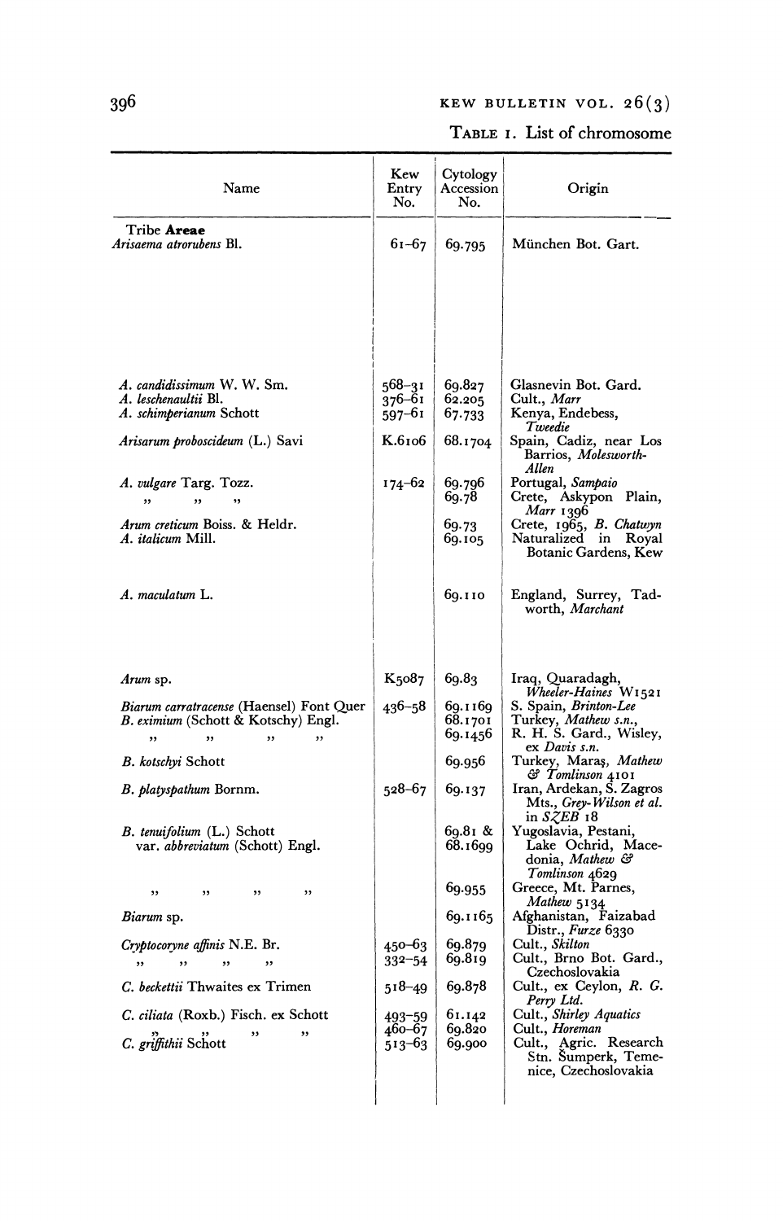TABLE 1. List of chromosome

| Name | Kew Entry No. | Cytology Accession No. | Origin |
|---|---|---|---|
| Tribe **Areae** | | | |
| *Arisaema atrorubens* Bl. | 61–67 | 69.795 | München Bot. Gart. |
| *A. candidissimum* W. W. Sm. | 568–31 | 69.827 | Glasnevin Bot. Gard. |
| *A. leschenaultii* Bl. | 376–61 | 62.205 | Cult., *Marr* |
| *A. schimperianum* Schott | 597–61 | 67.733 | Kenya, Endebess, *Tweedie* |
| *Arisarum proboscideum* (L.) Savi | K.6106 | 68.1704 | Spain, Cadiz, near Los Barrios, *Molesworth-Allen* |
| *A. vulgare* Targ. Tozz. | 174–62 | 69.796 | Portugal, *Sampaio* |
| ,, ,, ,, | | 69.78 | Crete, Askypon Plain, *Marr* 1396 |
| *Arum creticum* Boiss. & Heldr. | | 69.73 | Crete, 1965, *B. Chatwyn* |
| *A. italicum* Mill. | | 69.105 | Naturalized in Royal Botanic Gardens, Kew |
| *A. maculatum* L. | | 69.110 | England, Surrey, Tadworth, *Marchant* |
| *Arum* sp. | K5087 | 69.83 | Iraq, Quaradagh, *Wheeler-Haines* W1521 |
| *Biarum carratracense* (Haensel) Font Quer | 436–58 | 69.1169 | S. Spain, *Brinton-Lee* |
| *B. eximium* (Schott & Kotschy) Engl. | | 68.1701 | Turkey, *Mathew s.n.*, |
| ,, ,, ,, ,, | | 69.1456 | R. H. S. Gard., Wisley, ex *Davis s.n.* |
| *B. kotschyi* Schott | | 69.956 | Turkey, Maraş, *Mathew & Tomlinson* 4101 |
| *B. platyspathum* Bornm. | 528–67 | 69.137 | Iran, Ardekan, S. Zagros Mts., *Grey-Wilson et al.* in *SZEB* 18 |
| *B. tenuifolium* (L.) Schott var. *abbreviatum* (Schott) Engl. | | 69.81 & 68.1699 | Yugoslavia, Pestani, Lake Ochrid, Macedonia, *Mathew & Tomlinson* 4629 |
| ,, ,, ,, ,, | | 69.955 | Greece, Mt. Parnes, *Mathew* 5134 |
| *Biarum* sp. | | 69.1165 | Afghanistan, Faizabad Distr., *Furze* 6330 |
| *Cryptocoryne affinis* N.E. Br. | 450–63 | 69.879 | Cult., *Skilton* |
| ,, ,, ,, ,, | 332–54 | 69.819 | Cult., Brno Bot. Gard., Czechoslovakia |
| *C. beckettii* Thwaites ex Trimen | 518–49 | 69.878 | Cult., ex Ceylon, *R. G. Perry Ltd.* |
| *C. ciliata* (Roxb.) Fisch. ex Schott | 493–59 | 61.142 | Cult., *Shirley Aquatics* |
| ,, ,, ,, ,, | 460–67 | 69.820 | Cult., *Horeman* |
| *C. griffithii* Schott | 513–63 | 69.900 | Cult., Agric. Research Stn. Šumperk, Temenice, Czechoslovakia |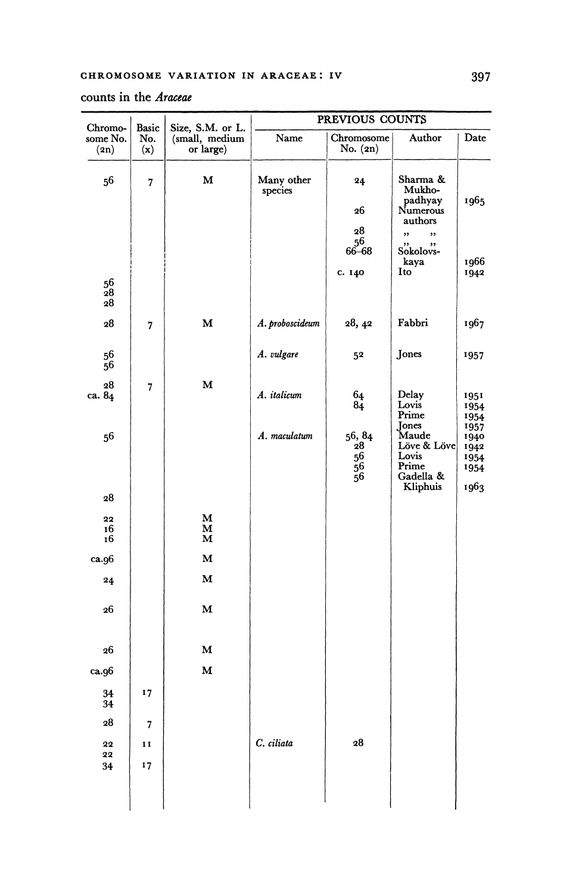counts in the *Araceae*

| Chromosome No. (2n) | Basic No. (x) | Size, S.M. or L. (small, medium or large) | PREVIOUS COUNTS | | | |
|---|---|---|---|---|---|---|
| | | | Name | Chromosome No. (2n) | Author | Date |
| 56 | 7 | M | Many other species | 24 | Sharma & Mukhopadhyay | 1965 |
| | | | | 26 | Numerous authors | |
| | | | | 28 | ,, ,, | |
| | | | | 56 | ,, ,, | |
| | | | | 66–68 | Sokolovskaya | 1966 |
| | | | | c. 140 | Ito | 1942 |
| 56 | | | | | | |
| 28 | | | | | | |
| 28 | | | | | | |
| 28 | 7 | M | *A. proboscideum* | 28, 42 | Fabbri | 1967 |
| 56 | | | *A. vulgare* | 52 | Jones | 1957 |
| 56 | | | | | | |
| 28 | 7 | M | | | | |
| ca. 84 | | | *A. italicum* | 64 | Delay | 1951 |
| | | | | 84 | Lovis | 1954 |
| | | | | | Prime | 1954 |
| | | | | | Jones | 1957 |
| 56 | | | *A. maculatum* | 56, 84 | Maude | 1940 |
| | | | | 28 | Löve & Löve | 1942 |
| | | | | 56 | Lovis | 1954 |
| | | | | 56 | Prime | 1954 |
| | | | | 56 | Gadella & Kliphuis | 1963 |
| 28 | | | | | | |
| 22 | | M | | | | |
| 16 | | M | | | | |
| 16 | | M | | | | |
| ca.96 | | M | | | | |
| 24 | | M | | | | |
| 26 | | M | | | | |
| 26 | | M | | | | |
| ca.96 | | M | | | | |
| 34 | 17 | | | | | |
| 34 | | | | | | |
| 28 | 7 | | | | | |
| 22 | 11 | | *C. ciliata* | 28 | | |
| 22 | | | | | | |
| 34 | 17 | | | | | |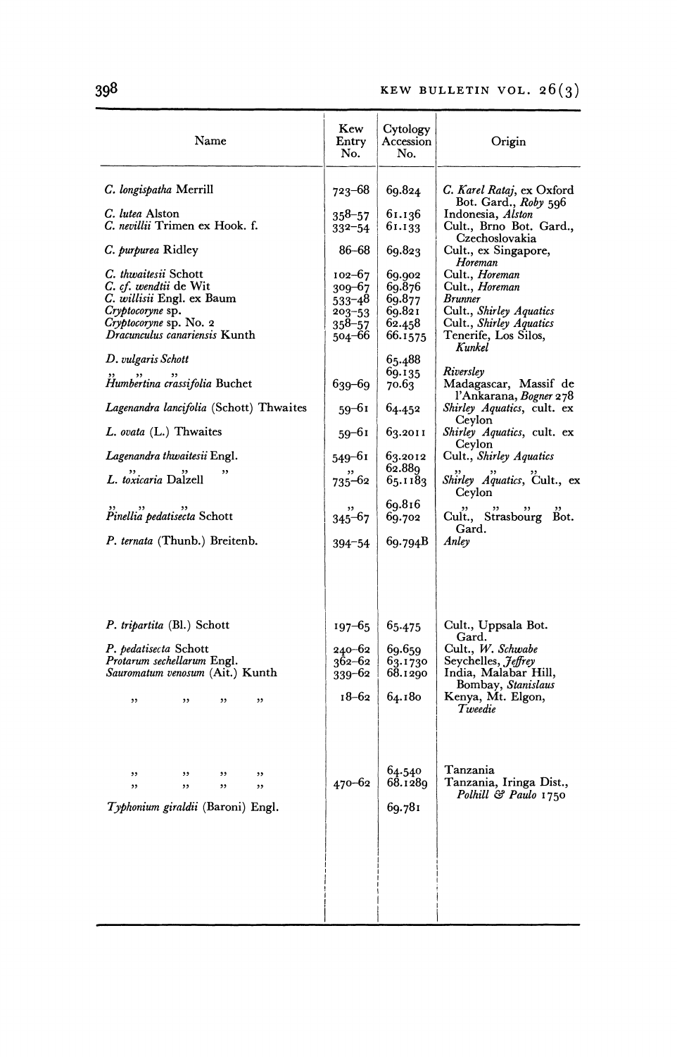| Name | Kew Entry No. | Cytology Accession No. | Origin |
|---|---|---|---|
| *C. longispatha* Merrill | 723–68 | 69.824 | *C. Karel Rataj*, ex Oxford Bot. Gard., *Roby* 596 |
| *C. lutea* Alston | 358–57 | 61.136 | Indonesia, *Alston* |
| *C. nevillii* Trimen ex Hook. f. | 332–54 | 61.133 | Cult., Brno Bot. Gard., Czechoslovakia |
| *C. purpurea* Ridley | 86–68 | 69.823 | Cult., ex Singapore, *Horeman* |
| *C. thwaitesii* Schott | 102–67 | 69.902 | Cult., *Horeman* |
| *C. cf. wendtii* de Wit | 309–67 | 69.876 | Cult., *Horeman* |
| *C. willisii* Engl. ex Baum | 533–48 | 69.877 | *Brunner* |
| *Cryptocoryne* sp. | 203–53 | 69.821 | Cult., *Shirley Aquatics* |
| *Cryptocoryne* sp. No. 2 | 358–57 | 62.458 | Cult., *Shirley Aquatics* |
| *Dracunculus canariensis* Kunth | 504–66 | 66.1575 | Tenerife, Los Silos, *Kunkel* |
| *D. vulgaris Schott* | | 65.488 | |
| ,, ,, ,, | | 69.135 | *Riversley* |
| *Humbertina crassifolia* Buchet | 639–69 | 70.63 | Madagascar, Massif de l'Ankarana, *Bogner* 278 |
| *Lagenandra lancifolia* (Schott) Thwaites | 59–61 | 64.452 | *Shirley Aquatics*, cult. ex Ceylon |
| *L. ovata* (L.) Thwaites | 59–61 | 63.2011 | *Shirley Aquatics*, cult. ex Ceylon |
| *Lagenandra thwaitesii* Engl. | 549–61 | 63.2012 | Cult., *Shirley Aquatics* |
| ,, ,, ,, | ,, | 62.889 | ,, ,, ,, |
| *L. toxicaria* Dalzell | 735–62 | 65.1183 | *Shirley Aquatics*, Cult., ex Ceylon |
| ,, ,, ,, | ,, | 69.816 | ,, ,, ,, ,, |
| *Pinellia pedatisecta* Schott | 345–67 | 69.702 | Cult., Strasbourg Bot. Gard. |
| *P. ternata* (Thunb.) Breitenb. | 394–54 | 69.794B | *Anley* |
| *P. tripartita* (Bl.) Schott | 197–65 | 65.475 | Cult., Uppsala Bot. Gard. |
| *P. pedatisecta* Schott | 240–62 | 69.659 | Cult., *W. Schwabe* |
| *Protarum sechellarum* Engl. | 362–62 | 63.1730 | Seychelles, *Jeffrey* |
| *Sauromatum venosum* (Ait.) Kunth | 339–62 | 68.1290 | India, Malabar Hill, Bombay, *Stanislaus* |
| ,, ,, ,, ,, | 18–62 | 64.180 | Kenya, Mt. Elgon, *Tweedie* |
| ,, ,, ,, ,, | | 64.540 | Tanzania |
| ,, ,, ,, ,, | 470–62 | 68.1289 | Tanzania, Iringa Dist., *Polhill & Paulo* 1750 |
| *Typhonium giraldii* (Baroni) Engl. | | 69.781 | |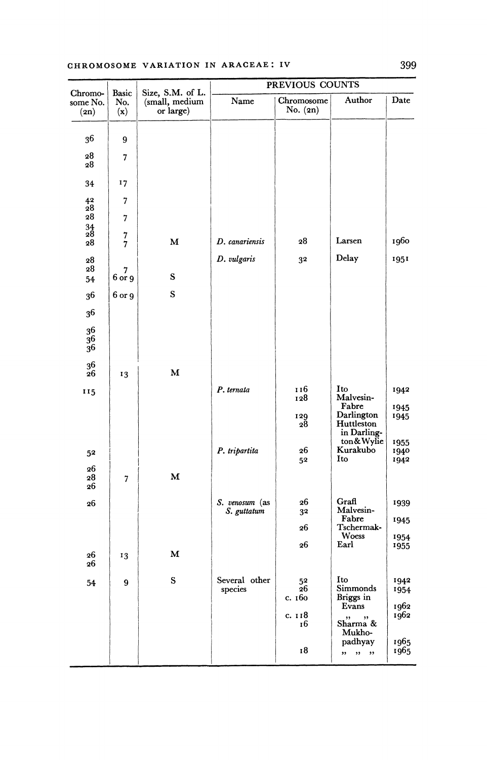| Chromosome No. (2n) | Basic No. (x) | Size, S.M. of L. (small, medium or large) | PREVIOUS COUNTS | | | |
|---|---|---|---|---|---|---|
| | | | Name | Chromosome No. (2n) | Author | Date |
| 36 | 9 | | | | | |
| 28 | 7 | | | | | |
| 28 | | | | | | |
| 34 | 17 | | | | | |
| 42 | 7 | | | | | |
| 28 | | | | | | |
| 28 | 7 | | | | | |
| 34 | | | | | | |
| 28 | 7 | | | | | |
| 28 | 7 | M | *D. canariensis* | 28 | Larsen | 1960 |
| 28 | | | *D. vulgaris* | 32 | Delay | 1951 |
| 28 | 7 | | | | | |
| 54 | 6 or 9 | S | | | | |
| 36 | 6 or 9 | S | | | | |
| 36 | | | | | | |
| 36 | | | | | | |
| 36 | | | | | | |
| 36 | | | | | | |
| 36 | | | | | | |
| 26 | 13 | M | | | | |
| 115 | | | *P. ternata* | 116 | Ito | 1942 |
| | | | | 128 | Malvesin-Fabre | 1945 |
| | | | | 129 | Darlington | 1945 |
| | | | | 28 | Huttleston in Darlington & Wylie | 1955 |
| 52 | | | *P. tripartita* | 26 | Kurakubo | 1940 |
| | | | | 52 | Ito | 1942 |
| 26 | | | | | | |
| 28 | 7 | M | | | | |
| 26 | | | | | | |
| 26 | | | *S. venosum* (as *S. guttatum* | 26 | Grafl | 1939 |
| | | | | 32 | Malvesin-Fabre | 1945 |
| | | | | 26 | Tschermak-Woess | 1954 |
| | | | | 26 | Earl | 1955 |
| 26 | 13 | M | | | | |
| 26 | | | | | | |
| 54 | 9 | S | Several other species | 52 | Ito | 1942 |
| | | | | 26 | Simmonds | 1954 |
| | | | | c. 160 | Briggs in Evans | 1962 |
| | | | | c. 118 | ,, ,, | 1962 |
| | | | | 16 | Sharma & Mukhopadhyay | 1965 |
| | | | | 18 | ,, ,, ,, | 1965 |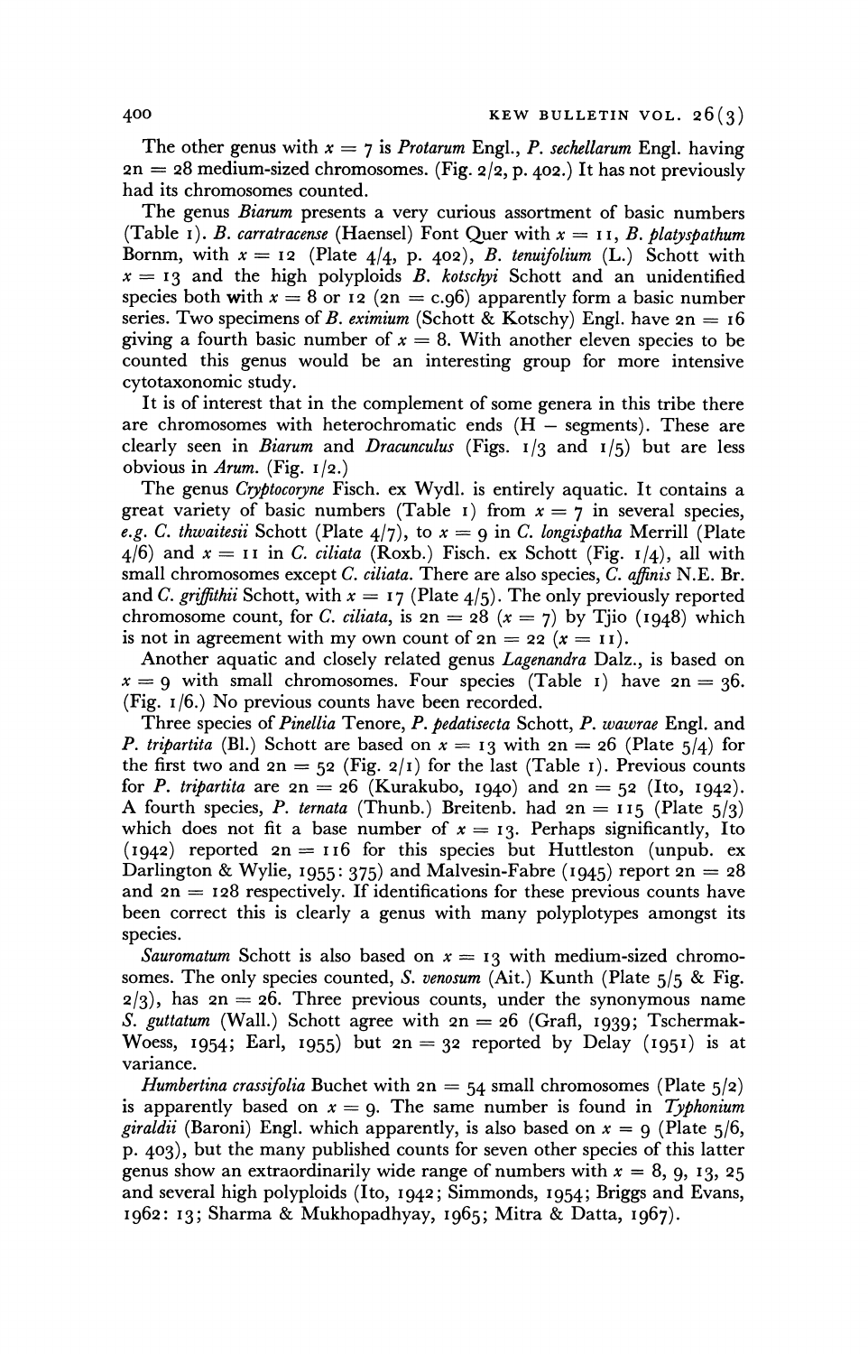The other genus with $x = 7$ is *Protarum* Engl., *P. sechellarum* Engl. having $2n = 28$ medium-sized chromosomes. (Fig. 2/2, p. 402.) It has not previously had its chromosomes counted.

The genus *Biarum* presents a very curious assortment of basic numbers (Table 1). *B. carratracense* (Haensel) Font Quer with $x = 11$, *B. platyspathum* Bornm, with $x = 12$ (Plate 4/4, p. 402), *B. tenuifolium* (L.) Schott with $x = 13$ and the high polyploids *B. kotschyi* Schott and an unidentified species both with $x = 8$ or $12$ ($2n = c.96$) apparently form a basic number series. Two specimens of *B. eximium* (Schott & Kotschy) Engl. have $2n = 16$ giving a fourth basic number of $x = 8$. With another eleven species to be counted this genus would be an interesting group for more intensive cytotaxonomic study.

It is of interest that in the complement of some genera in this tribe there are chromosomes with heterochromatic ends (H – segments). These are clearly seen in *Biarum* and *Dracunculus* (Figs. 1/3 and 1/5) but are less obvious in *Arum*. (Fig. 1/2.)

The genus *Cryptocoryne* Fisch. ex Wydl. is entirely aquatic. It contains a great variety of basic numbers (Table 1) from $x = 7$ in several species, *e.g. C. thwaitesii* Schott (Plate 4/7), to $x = 9$ in *C. longispatha* Merrill (Plate 4/6) and $x = 11$ in *C. ciliata* (Roxb.) Fisch. ex Schott (Fig. 1/4), all with small chromosomes except *C. ciliata*. There are also species, *C. affinis* N.E. Br. and *C. griffithii* Schott, with $x = 17$ (Plate 4/5). The only previously reported chromosome count, for *C. ciliata*, is $2n = 28$ ($x = 7$) by Tjio (1948) which is not in agreement with my own count of $2n = 22$ ($x = 11$).

Another aquatic and closely related genus *Lagenandra* Dalz., is based on $x = 9$ with small chromosomes. Four species (Table 1) have $2n = 36$. (Fig. 1/6.) No previous counts have been recorded.

Three species of *Pinellia* Tenore, *P. pedatisecta* Schott, *P. wawrae* Engl. and *P. tripartita* (Bl.) Schott are based on $x = 13$ with $2n = 26$ (Plate 5/4) for the first two and $2n = 52$ (Plate 2/1) for the last (Table 1). Previous counts for *P. tripartita* are $2n = 26$ (Kurakubo, 1940) and $2n = 52$ (Ito, 1942). A fourth species, *P. ternata* (Thunb.) Breitenb. had $2n = 115$ (Plate 5/3) which does not fit a base number of $x = 13$. Perhaps significantly, Ito (1942) reported $2n = 116$ for this species but Huttleston (unpub. ex Darlington & Wylie, 1955: 375) and Malvesin-Fabre (1945) report $2n = 28$ and $2n = 128$ respectively. If identifications for these previous counts have been correct this is clearly a genus with many polyplotypes amongst its species.

*Sauromatum* Schott is also based on $x = 13$ with medium-sized chromosomes. The only species counted, *S. venosum* (Ait.) Kunth (Plate 5/5 & Fig. 2/3), has $2n = 26$. Three previous counts, under the synonymous name *S. guttatum* (Wall.) Schott agree with $2n = 26$ (Grafl, 1939; Tschermak-Woess, 1954; Earl, 1955) but $2n = 32$ reported by Delay (1951) is at variance.

*Humbertina crassifolia* Buchet with $2n = 54$ small chromosomes (Plate 5/2) is apparently based on $x = 9$. The same number is found in *Typhonium giraldii* (Baroni) Engl. which apparently, is also based on $x = 9$ (Plate 5/6, p. 403), but the many published counts for seven other species of this latter genus show an extraordinarily wide range of numbers with $x = 8, 9, 13, 25$ and several high polyploids (Ito, 1942; Simmonds, 1954; Briggs and Evans, 1962: 13; Sharma & Mukhopadhyay, 1965; Mitra & Datta, 1967).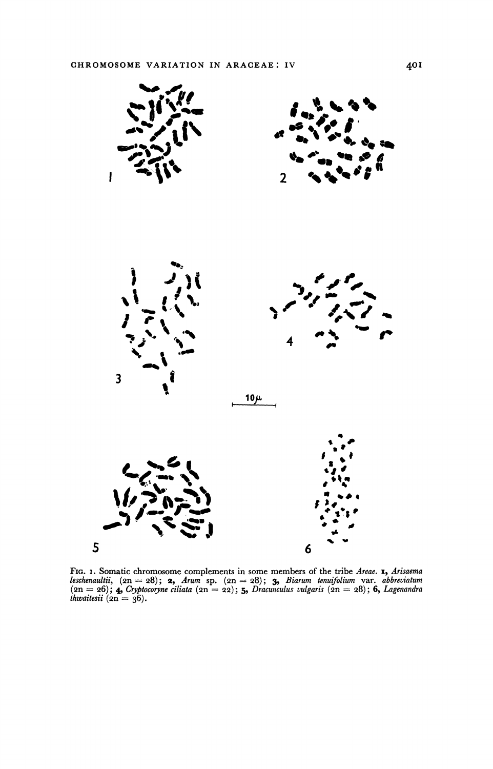FIG. 1. Somatic chromosome complements in some members of the tribe *Areae*. **1**, *Arisaema leschenaultii*, (2n = 28); **2**, *Arum* sp. (2n = 28); **3**, *Biarum tenuifolium* var. *abbreviatum* (2n = 26); **4**, *Cryptocoryne ciliata* (2n = 22); **5**, *Dracunculus vulgaris* (2n = 28); **6**, *Lagenandra thwaitesii* (2n = 36).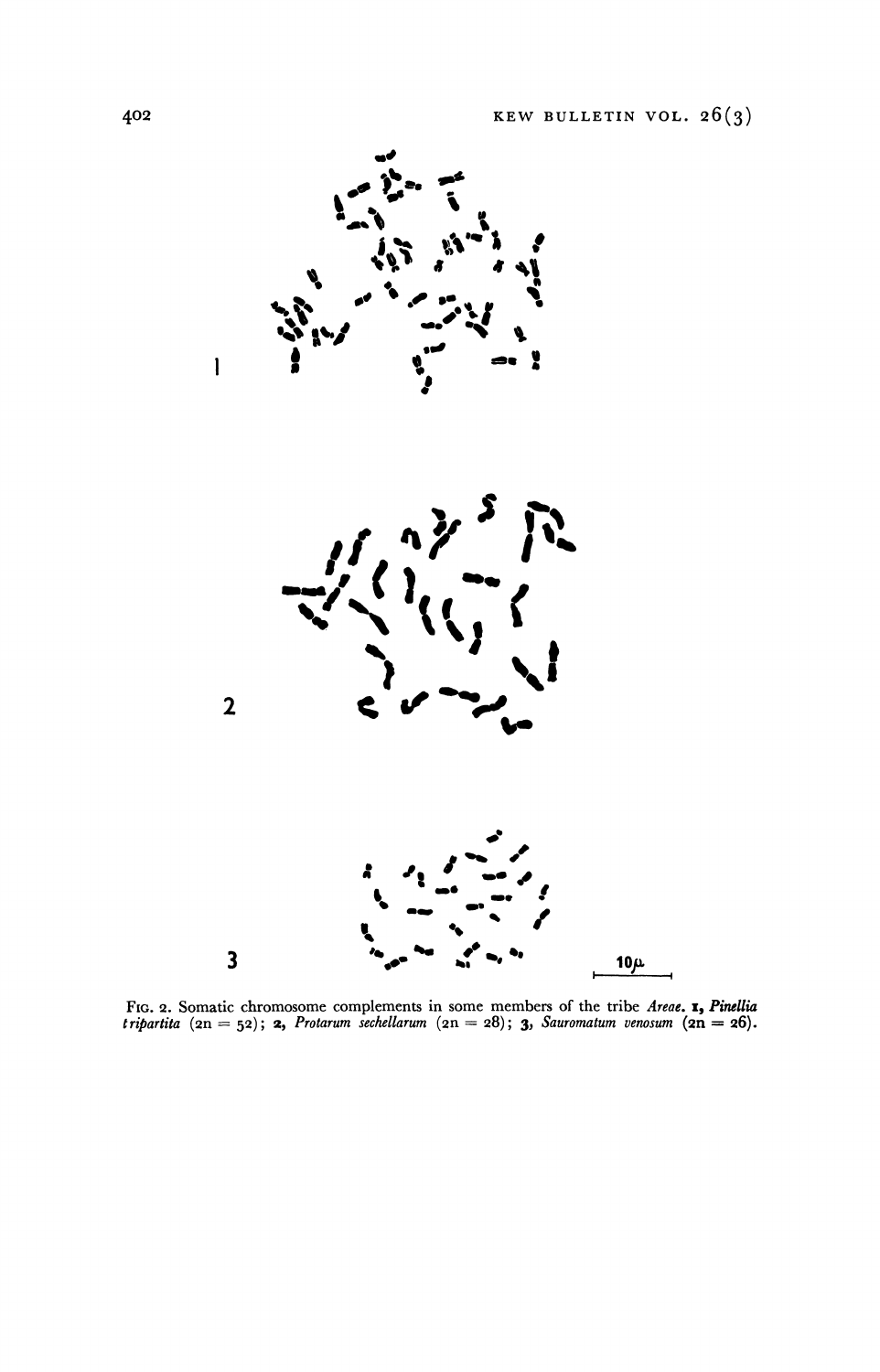FIG. 2. Somatic chromosome complements in some members of the tribe *Areae*. **1**, *Pinellia tripartita* (2n = 52); **2**, *Protarum sechellarum* (2n = 28); **3**, *Sauromatum venosum* (2n = 26).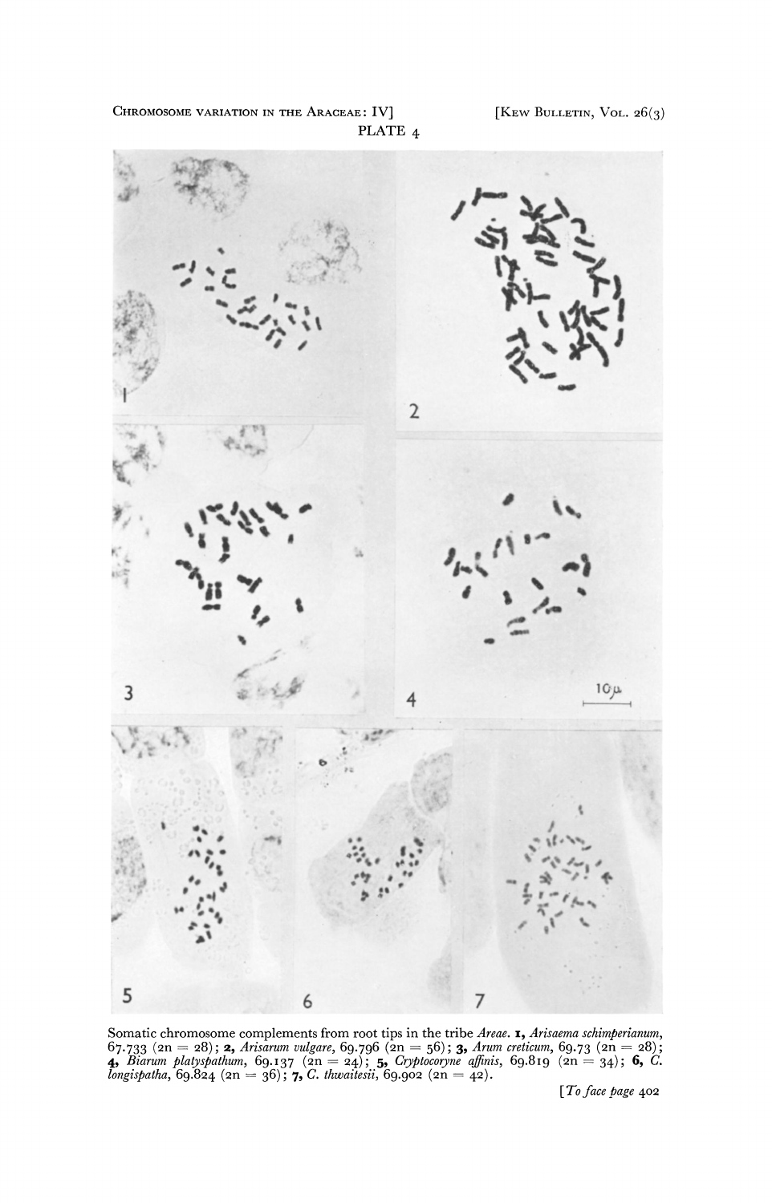PLATE 4

Somatic chromosome complements from root tips in the tribe *Areae*. **1,** *Arisaema schimperianum*, 67.733 (2n = 28); **2,** *Arisarum vulgare*, 69.796 (2n = 56); **3,** *Arum creticum*, 69.73 (2n = 28); **4,** *Biarum platyspathum*, 69.137 (2n = 24); **5,** *Cryptocoryne affinis*, 69.819 (2n = 34); **6,** *C. longispatha*, 69.824 (2n = 36); **7,** *C. thwaitesii*, 69.902 (2n = 42).

[*To face page* 402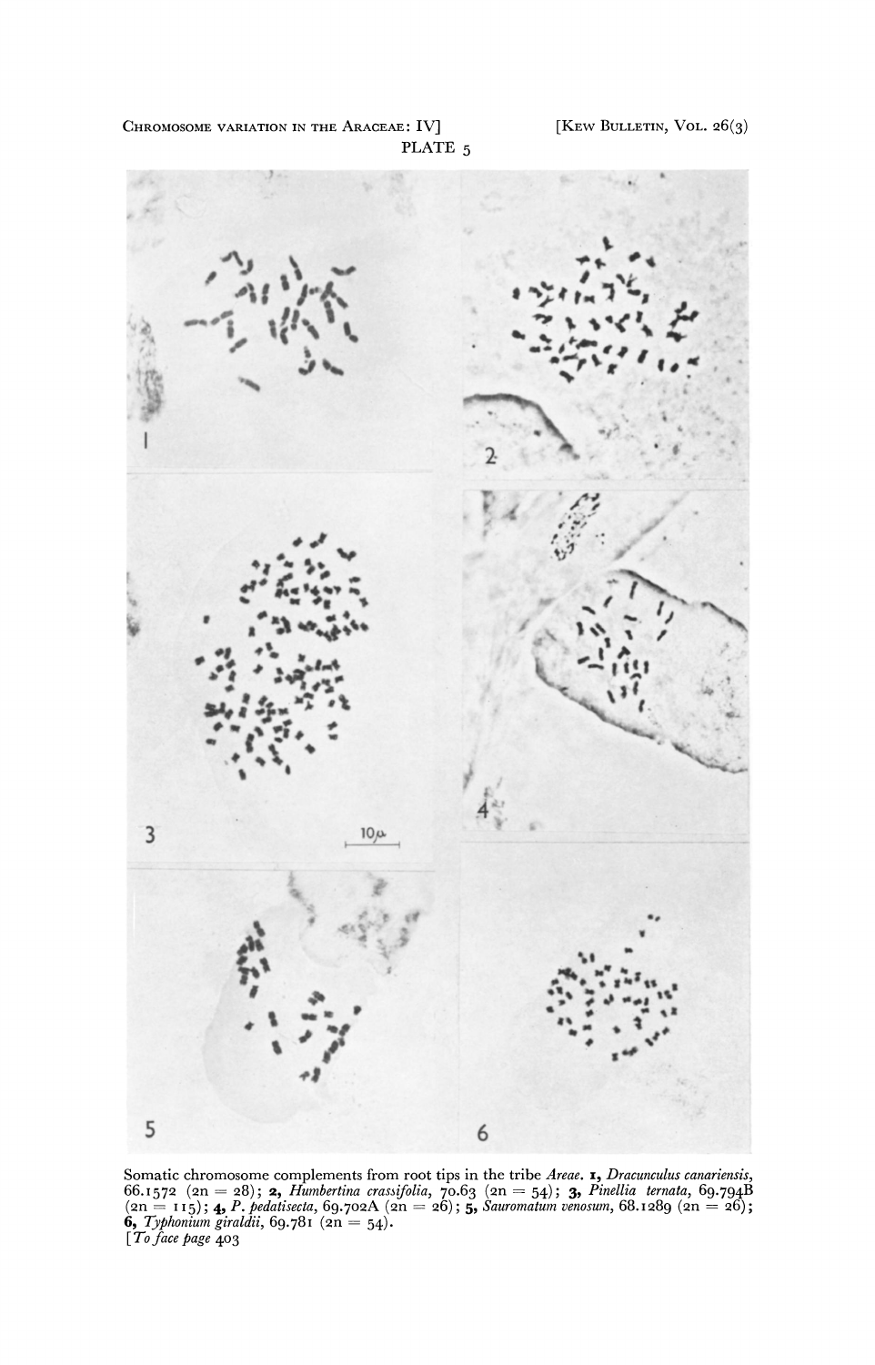PLATE 5

Somatic chromosome complements from root tips in the tribe *Areae*. **1,** *Dracunculus canariensis*, 66.1572 (2n = 28); **2,** *Humbertina crassifolia*, 70.63 (2n = 54); **3,** *Pinellia ternata*, 69.794B (2n = 115); **4,** *P. pedatisecta*, 69.702A (2n = 26); **5,** *Sauromatum venosum*, 68.1289 (2n = 26); **6,** *Typhonium giraldii*, 69.781 (2n = 54).

[*To face page* 403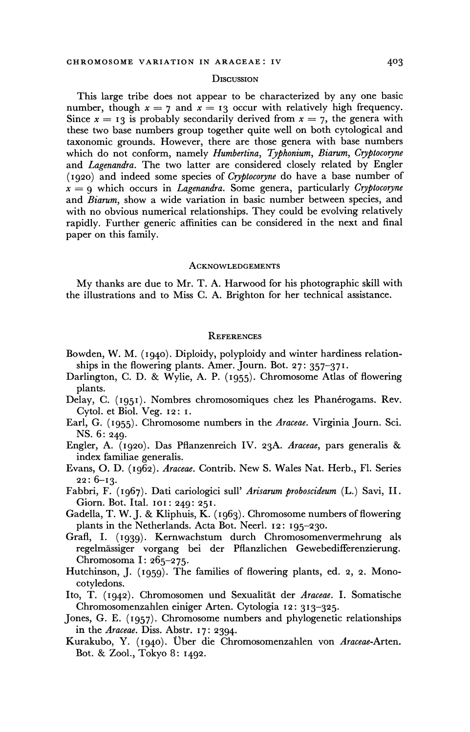## Discussion

This large tribe does not appear to be characterized by any one basic number, though $x = 7$ and $x = 13$ occur with relatively high frequency. Since $x = 13$ is probably secondarily derived from $x = 7$, the genera with these two base numbers group together quite well on both cytological and taxonomic grounds. However, there are those genera with base numbers which do not conform, namely *Humbertina*, *Typhonium*, *Biarum*, *Cryptocoryne* and *Lagenandra*. The two latter are considered closely related by Engler (1920) and indeed some species of *Cryptocoryne* do have a base number of $x = 9$ which occurs in *Lagenandra*. Some genera, particularly *Cryptocoryne* and *Biarum*, show a wide variation in basic number between species, and with no obvious numerical relationships. They could be evolving relatively rapidly. Further generic affinities can be considered in the next and final paper on this family.

## Acknowledgements

My thanks are due to Mr. T. A. Harwood for his photographic skill with the illustrations and to Miss C. A. Brighton for her technical assistance.

## References

Bowden, W. M. (1940). Diploidy, polyploidy and winter hardiness relationships in the flowering plants. Amer. Journ. Bot. 27: 357–371.

Darlington, C. D. & Wylie, A. P. (1955). Chromosome Atlas of flowering plants.

Delay, C. (1951). Nombres chromosomiques chez les Phanérogams. Rev. Cytol. et Biol. Veg. 12: 1.

Earl, G. (1955). Chromosome numbers in the *Araceae*. Virginia Journ. Sci. NS. 6: 249.

Engler, A. (1920). Das Pflanzenreich IV. 23A. *Araceae*, pars generalis & index familiae generalis.

Evans, O. D. (1962). *Araceae*. Contrib. New S. Wales Nat. Herb., Fl. Series 22: 6–13.

Fabbri, F. (1967). Dati cariologici sull' *Arisarum proboscideum* (L.) Savi, II. Giorn. Bot. Ital. 101: 249: 251.

Gadella, T. W. J. & Kliphuis, K. (1963). Chromosome numbers of flowering plants in the Netherlands. Acta Bot. Neerl. 12: 195–230.

Grafl, I. (1939). Kernwachstum durch Chromosomenvermehrung als regelmässiger vorgang bei der Pflanzlichen Gewebedifferenzierung. Chromosoma I: 265–275.

Hutchinson, J. (1959). The families of flowering plants, ed. 2, 2. Monocotyledons.

Ito, T. (1942). Chromosomen und Sexualität der *Araceae*. I. Somatische Chromosomenzahlen einiger Arten. Cytologia 12: 313–325.

Jones, G. E. (1957). Chromosome numbers and phylogenetic relationships in the *Araceae*. Diss. Abstr. 17: 2394.

Kurakubo, Y. (1940). Über die Chromosomenzahlen von *Araceae*-Arten. Bot. & Zool., Tokyo 8: 1492.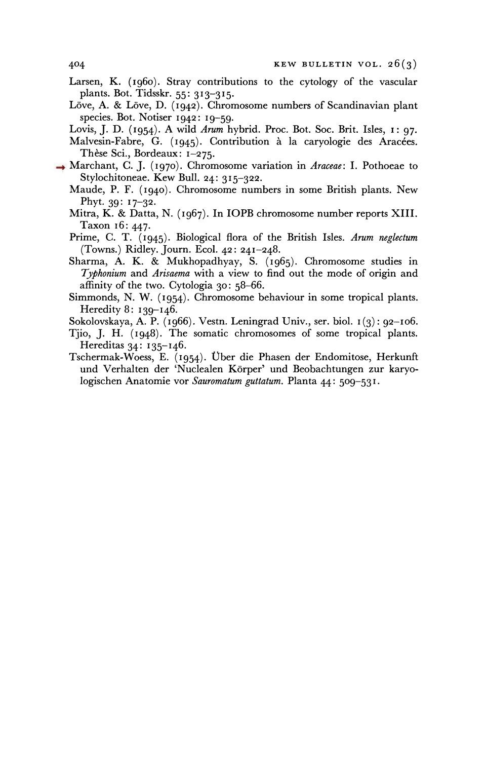Larsen, K. (1960). Stray contributions to the cytology of the vascular plants. Bot. Tidsskr. 55: 313–315.

Löve, A. & Löve, D. (1942). Chromosome numbers of Scandinavian plant species. Bot. Notiser 1942: 19–59.

Lovis, J. D. (1954). A wild *Arum* hybrid. Proc. Bot. Soc. Brit. Isles, 1: 97.

Malvesin-Fabre, G. (1945). Contribution à la caryologie des Aracées. Thèse Sci., Bordeaux: 1–275.

→ Marchant, C. J. (1970). Chromosome variation in *Araceae*: I. Pothoeae to Stylochitoneae. Kew Bull. 24: 315–322.

Maude, P. F. (1940). Chromosome numbers in some British plants. New Phyt. 39: 17–32.

Mitra, K. & Datta, N. (1967). In IOPB chromosome number reports XIII. Taxon 16: 447.

Prime, C. T. (1945). Biological flora of the British Isles. *Arum neglectum* (Towns.) Ridley. Journ. Ecol. 42: 241–248.

Sharma, A. K. & Mukhopadhyay, S. (1965). Chromosome studies in *Typhonium* and *Arisaema* with a view to find out the mode of origin and affinity of the two. Cytologia 30: 58–66.

Simmonds, N. W. (1954). Chromosome behaviour in some tropical plants. Heredity 8: 139–146.

Sokolovskaya, A. P. (1966). Vestn. Leningrad Univ., ser. biol. 1(3): 92–106.

Tjio, J. H. (1948). The somatic chromosomes of some tropical plants. Hereditas 34: 135–146.

Tschermak-Woess, E. (1954). Über die Phasen der Endomitose, Herkunft und Verhalten der 'Nuclealen Körper' und Beobachtungen zur karyologischen Anatomie vor *Sauromatum guttatum*. Planta 44: 509–531.